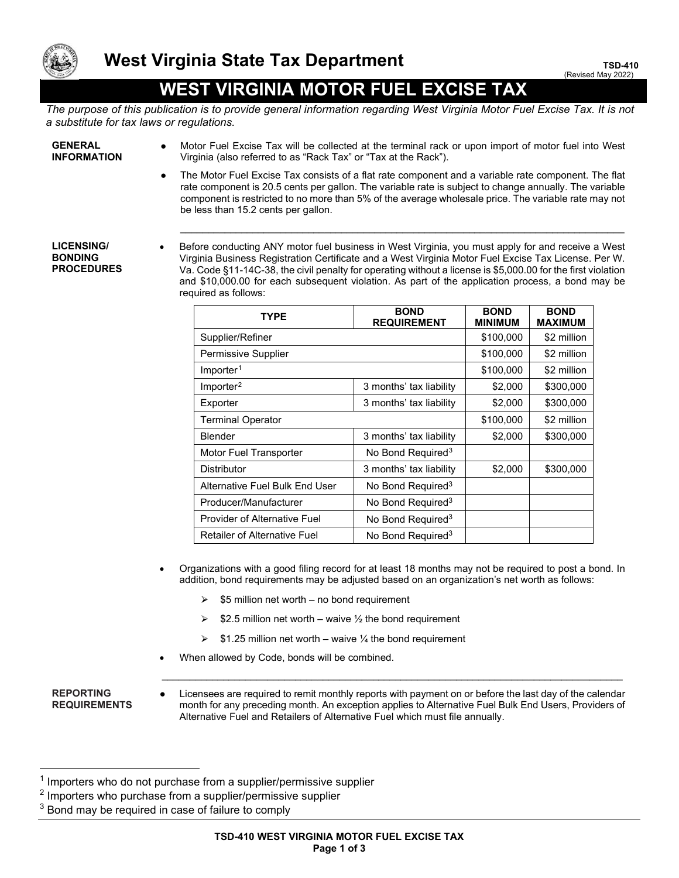# West Virginia State Tax Department

TSD-410
(Revised May 2022)

# WEST VIRGINIA MOTOR FUEL EXCISE TAX

*The purpose of this publication is to provide general information regarding West Virginia Motor Fuel Excise Tax. It is not a substitute for tax laws or regulations.*

## GENERAL INFORMATION

- Motor Fuel Excise Tax will be collected at the terminal rack or upon import of motor fuel into West Virginia (also referred to as "Rack Tax" or "Tax at the Rack").
- The Motor Fuel Excise Tax consists of a flat rate component and a variable rate component. The flat rate component is 20.5 cents per gallon. The variable rate is subject to change annually. The variable component is restricted to no more than 5% of the average wholesale price. The variable rate may not be less than 15.2 cents per gallon.

## LICENSING/ BONDING PROCEDURES

- Before conducting ANY motor fuel business in West Virginia, you must apply for and receive a West Virginia Business Registration Certificate and a West Virginia Motor Fuel Excise Tax License. Per W. Va. Code §11-14C-38, the civil penalty for operating without a license is $5,000.00 for the first violation and $10,000.00 for each subsequent violation. As part of the application process, a bond may be required as follows:

| TYPE | BOND REQUIREMENT | BOND MINIMUM | BOND MAXIMUM |
|---|---|---|---|
| Supplier/Refiner | | $100,000 | $2 million |
| Permissive Supplier | | $100,000 | $2 million |
| Importer[1] | | $100,000 | $2 million |
| Importer[2] | 3 months' tax liability | $2,000 | $300,000 |
| Exporter | 3 months' tax liability | $2,000 | $300,000 |
| Terminal Operator | | $100,000 | $2 million |
| Blender | 3 months' tax liability | $2,000 | $300,000 |
| Motor Fuel Transporter | No Bond Required[3] | | |
| Distributor | 3 months' tax liability | $2,000 | $300,000 |
| Alternative Fuel Bulk End User | No Bond Required[3] | | |
| Producer/Manufacturer | No Bond Required[3] | | |
| Provider of Alternative Fuel | No Bond Required[3] | | |
| Retailer of Alternative Fuel | No Bond Required[3] | | |

- Organizations with a good filing record for at least 18 months may not be required to post a bond. In addition, bond requirements may be adjusted based on an organization's net worth as follows:
  - $5 million net worth – no bond requirement
  - $2.5 million net worth – waive ½ the bond requirement
  - $1.25 million net worth – waive ¼ the bond requirement
- When allowed by Code, bonds will be combined.

## REPORTING REQUIREMENTS

- Licensees are required to remit monthly reports with payment on or before the last day of the calendar month for any preceding month. An exception applies to Alternative Fuel Bulk End Users, Providers of Alternative Fuel and Retailers of Alternative Fuel which must file annually.

---

[1] Importers who do not purchase from a supplier/permissive supplier

[2] Importers who purchase from a supplier/permissive supplier

[3] Bond may be required in case of failure to comply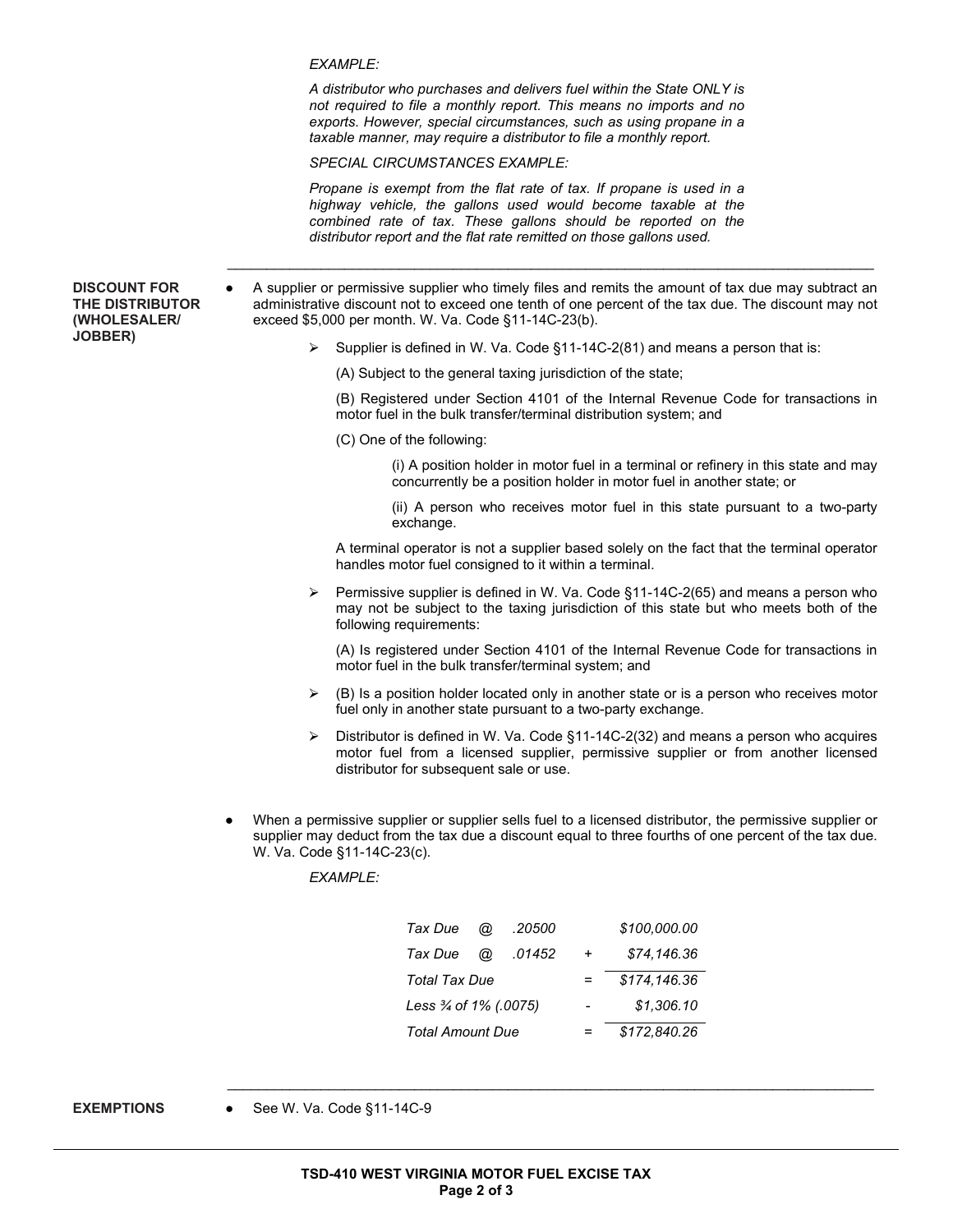*EXAMPLE:*

*A distributor who purchases and delivers fuel within the State ONLY is not required to file a monthly report. This means no imports and no exports. However, special circumstances, such as using propane in a taxable manner, may require a distributor to file a monthly report.*

*SPECIAL CIRCUMSTANCES EXAMPLE:*

*Propane is exempt from the flat rate of tax. If propane is used in a highway vehicle, the gallons used would become taxable at the combined rate of tax. These gallons should be reported on the distributor report and the flat rate remitted on those gallons used.*

---

**DISCOUNT FOR THE DISTRIBUTOR (WHOLESALER/ JOBBER)**

- A supplier or permissive supplier who timely files and remits the amount of tax due may subtract an administrative discount not to exceed one tenth of one percent of the tax due. The discount may not exceed $5,000 per month. W. Va. Code §11-14C-23(b).

  - Supplier is defined in W. Va. Code §11-14C-2(81) and means a person that is:

    (A) Subject to the general taxing jurisdiction of the state;

    (B) Registered under Section 4101 of the Internal Revenue Code for transactions in motor fuel in the bulk transfer/terminal distribution system; and

    (C) One of the following:

    (i) A position holder in motor fuel in a terminal or refinery in this state and may concurrently be a position holder in motor fuel in another state; or

    (ii) A person who receives motor fuel in this state pursuant to a two-party exchange.

    A terminal operator is not a supplier based solely on the fact that the terminal operator handles motor fuel consigned to it within a terminal.

  - Permissive supplier is defined in W. Va. Code §11-14C-2(65) and means a person who may not be subject to the taxing jurisdiction of this state but who meets both of the following requirements:

    (A) Is registered under Section 4101 of the Internal Revenue Code for transactions in motor fuel in the bulk transfer/terminal system; and

  - (B) Is a position holder located only in another state or is a person who receives motor fuel only in another state pursuant to a two-party exchange.

  - Distributor is defined in W. Va. Code §11-14C-2(32) and means a person who acquires motor fuel from a licensed supplier, permissive supplier or from another licensed distributor for subsequent sale or use.

- When a permissive supplier or supplier sells fuel to a licensed distributor, the permissive supplier or supplier may deduct from the tax due a discount equal to three fourths of one percent of the tax due. W. Va. Code §11-14C-23(c).

  *EXAMPLE:*

| | | | | |
|---|---|---|---|---|
| *Tax Due* | *@* | *.20500* | | *$100,000.00* |
| *Tax Due* | *@* | *.01452* | *+* | *$74,146.36* |
| *Total Tax Due* | | | *=* | *$174,146.36* |
| *Less ¾ of 1% (.0075)* | | | *-* | *$1,306.10* |
| *Total Amount Due* | | | *=* | *$172,840.26* |

---

**EXEMPTIONS**

- See W. Va. Code §11-14C-9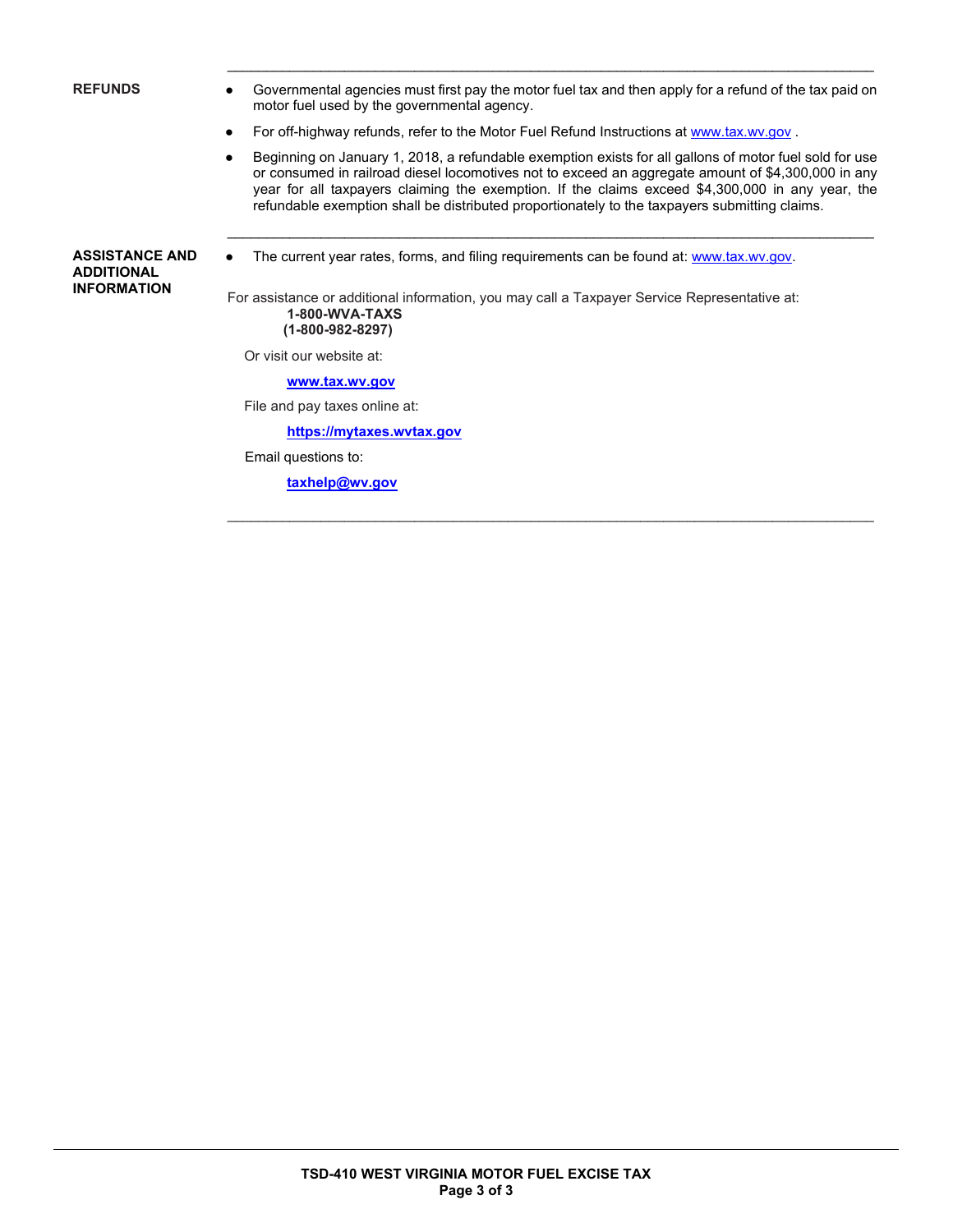## REFUNDS

- Governmental agencies must first pay the motor fuel tax and then apply for a refund of the tax paid on motor fuel used by the governmental agency.
- For off-highway refunds, refer to the Motor Fuel Refund Instructions at www.tax.wv.gov .
- Beginning on January 1, 2018, a refundable exemption exists for all gallons of motor fuel sold for use or consumed in railroad diesel locomotives not to exceed an aggregate amount of $4,300,000 in any year for all taxpayers claiming the exemption. If the claims exceed $4,300,000 in any year, the refundable exemption shall be distributed proportionately to the taxpayers submitting claims.

## ASSISTANCE AND ADDITIONAL INFORMATION

- The current year rates, forms, and filing requirements can be found at: www.tax.wv.gov.

For assistance or additional information, you may call a Taxpayer Service Representative at:

**1-800-WVA-TAXS**
**(1-800-982-8297)**

Or visit our website at:

**www.tax.wv.gov**

File and pay taxes online at:

**https://mytaxes.wvtax.gov**

Email questions to:

**taxhelp@wv.gov**